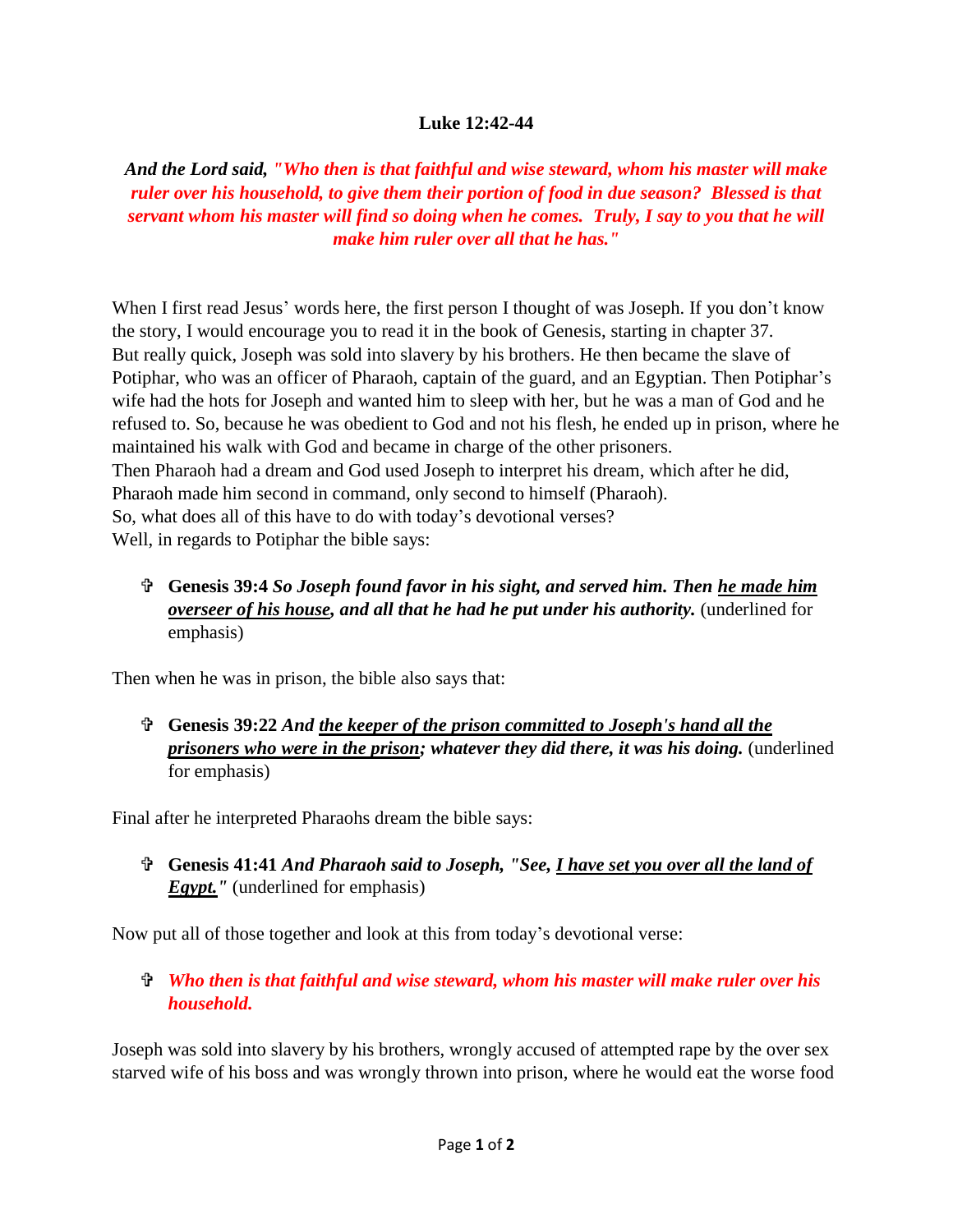**Luke 12:42-44**

***And the Lord said, "Who then is that faithful and wise steward, whom his master will make ruler over his household, to give them their portion of food in due season? Blessed is that servant whom his master will find so doing when he comes. Truly, I say to you that he will make him ruler over all that he has."***

When I first read Jesus' words here, the first person I thought of was Joseph. If you don't know the story, I would encourage you to read it in the book of Genesis, starting in chapter 37.
But really quick, Joseph was sold into slavery by his brothers. He then became the slave of Potiphar, who was an officer of Pharaoh, captain of the guard, and an Egyptian. Then Potiphar's wife had the hots for Joseph and wanted him to sleep with her, but he was a man of God and he refused to. So, because he was obedient to God and not his flesh, he ended up in prison, where he maintained his walk with God and became in charge of the other prisoners.
Then Pharaoh had a dream and God used Joseph to interpret his dream, which after he did, Pharaoh made him second in command, only second to himself (Pharaoh).
So, what does all of this have to do with today's devotional verses?
Well, in regards to Potiphar the bible says:

- ✞ **Genesis 39:4** ***So Joseph found favor in his sight, and served him. Then <u>he made him overseer of his house</u>, and all that he had he put under his authority.*** (underlined for emphasis)

Then when he was in prison, the bible also says that:

- ✞ **Genesis 39:22** ***And <u>the keeper of the prison committed to Joseph's hand all the prisoners who were in the prison</u>; whatever they did there, it was his doing.*** (underlined for emphasis)

Final after he interpreted Pharaohs dream the bible says:

- ✞ **Genesis 41:41** ***And Pharaoh said to Joseph, "See, <u>I have set you over all the land of Egypt."</u>*** (underlined for emphasis)

Now put all of those together and look at this from today's devotional verse:

- ✞ ***Who then is that faithful and wise steward, whom his master will make ruler over his household.***

Joseph was sold into slavery by his brothers, wrongly accused of attempted rape by the over sex starved wife of his boss and was wrongly thrown into prison, where he would eat the worse food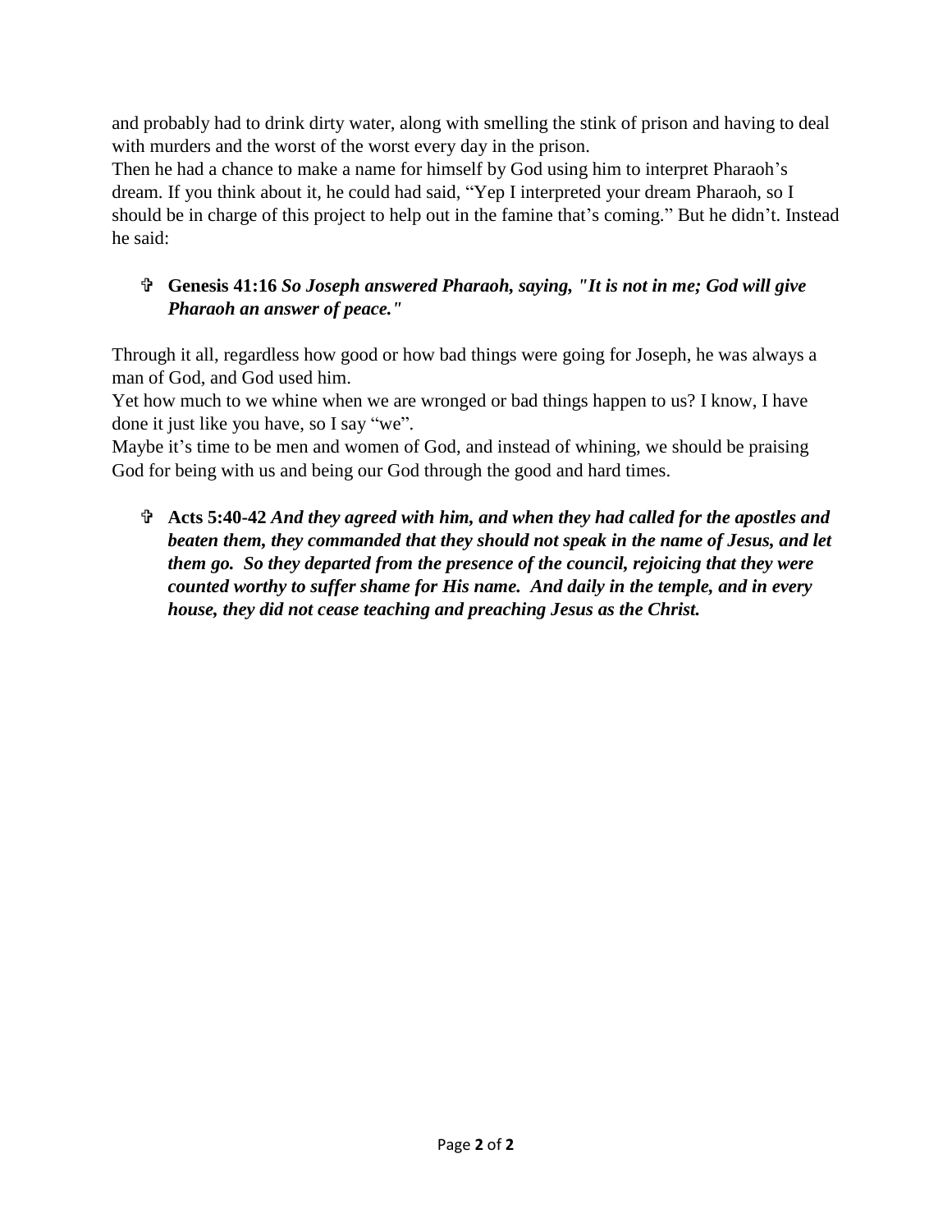and probably had to drink dirty water, along with smelling the stink of prison and having to deal with murders and the worst of the worst every day in the prison.

Then he had a chance to make a name for himself by God using him to interpret Pharaoh's dream. If you think about it, he could had said, "Yep I interpreted your dream Pharaoh, so I should be in charge of this project to help out in the famine that's coming." But he didn't. Instead he said:

- ✞ **Genesis 41:16** ***So Joseph answered Pharaoh, saying, "It is not in me; God will give Pharaoh an answer of peace."***

Through it all, regardless how good or how bad things were going for Joseph, he was always a man of God, and God used him.

Yet how much to we whine when we are wronged or bad things happen to us? I know, I have done it just like you have, so I say "we".

Maybe it's time to be men and women of God, and instead of whining, we should be praising God for being with us and being our God through the good and hard times.

- ✞ **Acts 5:40-42** ***And they agreed with him, and when they had called for the apostles and beaten them, they commanded that they should not speak in the name of Jesus, and let them go. So they departed from the presence of the council, rejoicing that they were counted worthy to suffer shame for His name. And daily in the temple, and in every house, they did not cease teaching and preaching Jesus as the Christ.***